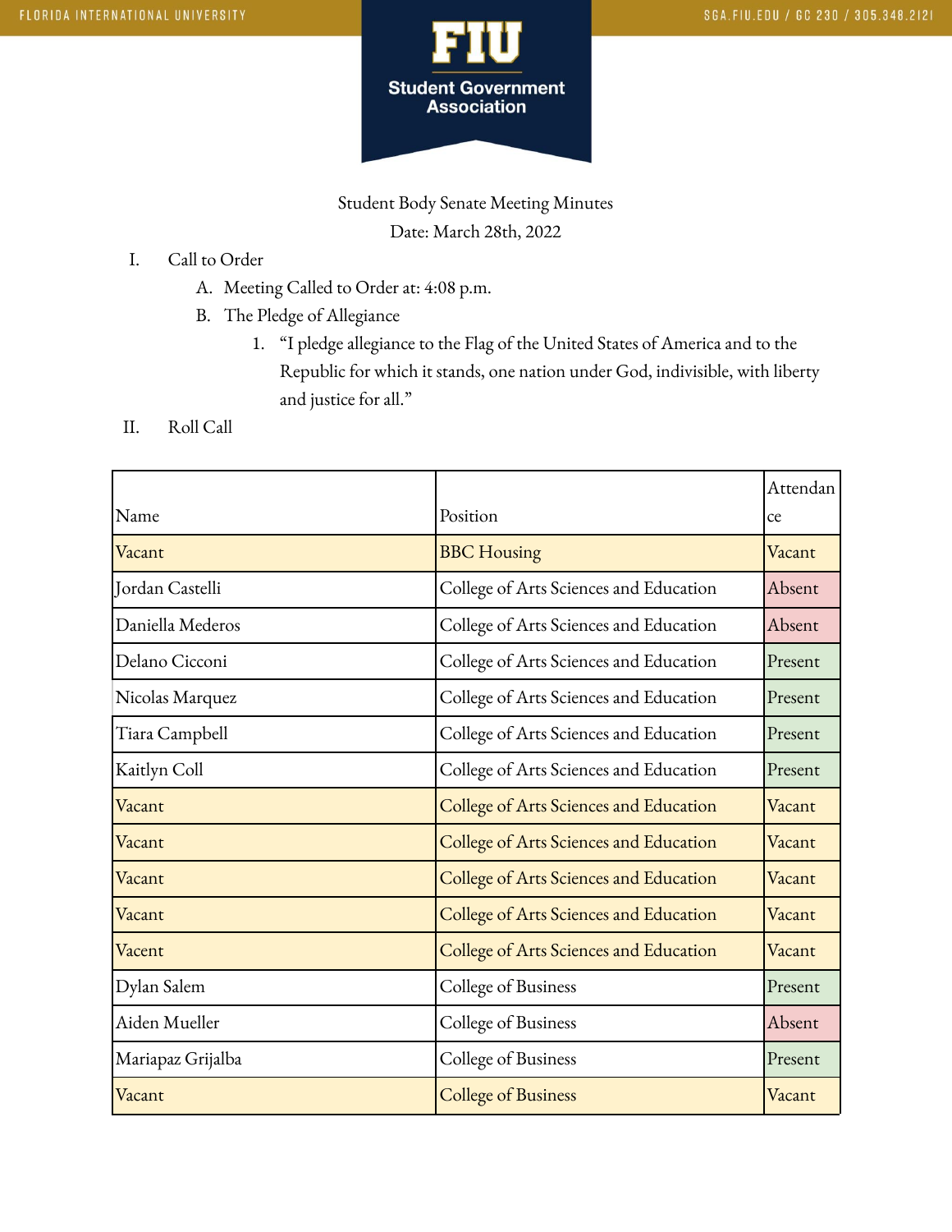Student Body Senate Meeting Minutes

Date: March 28th, 2022

I. Call to Order
   A. Meeting Called to Order at: 4:08 p.m.
   B. The Pledge of Allegiance
      1. “I pledge allegiance to the Flag of the United States of America and to the Republic for which it stands, one nation under God, indivisible, with liberty and justice for all.”

II. Roll Call

| Name | Position | Attendance |
|---|---|---|
| Vacant | BBC Housing | Vacant |
| Jordan Castelli | College of Arts Sciences and Education | Absent |
| Daniella Mederos | College of Arts Sciences and Education | Absent |
| Delano Cicconi | College of Arts Sciences and Education | Present |
| Nicolas Marquez | College of Arts Sciences and Education | Present |
| Tiara Campbell | College of Arts Sciences and Education | Present |
| Kaitlyn Coll | College of Arts Sciences and Education | Present |
| Vacant | College of Arts Sciences and Education | Vacant |
| Vacant | College of Arts Sciences and Education | Vacant |
| Vacant | College of Arts Sciences and Education | Vacant |
| Vacant | College of Arts Sciences and Education | Vacant |
| Vacent | College of Arts Sciences and Education | Vacant |
| Dylan Salem | College of Business | Present |
| Aiden Mueller | College of Business | Absent |
| Mariapaz Grijalba | College of Business | Present |
| Vacant | College of Business | Vacant |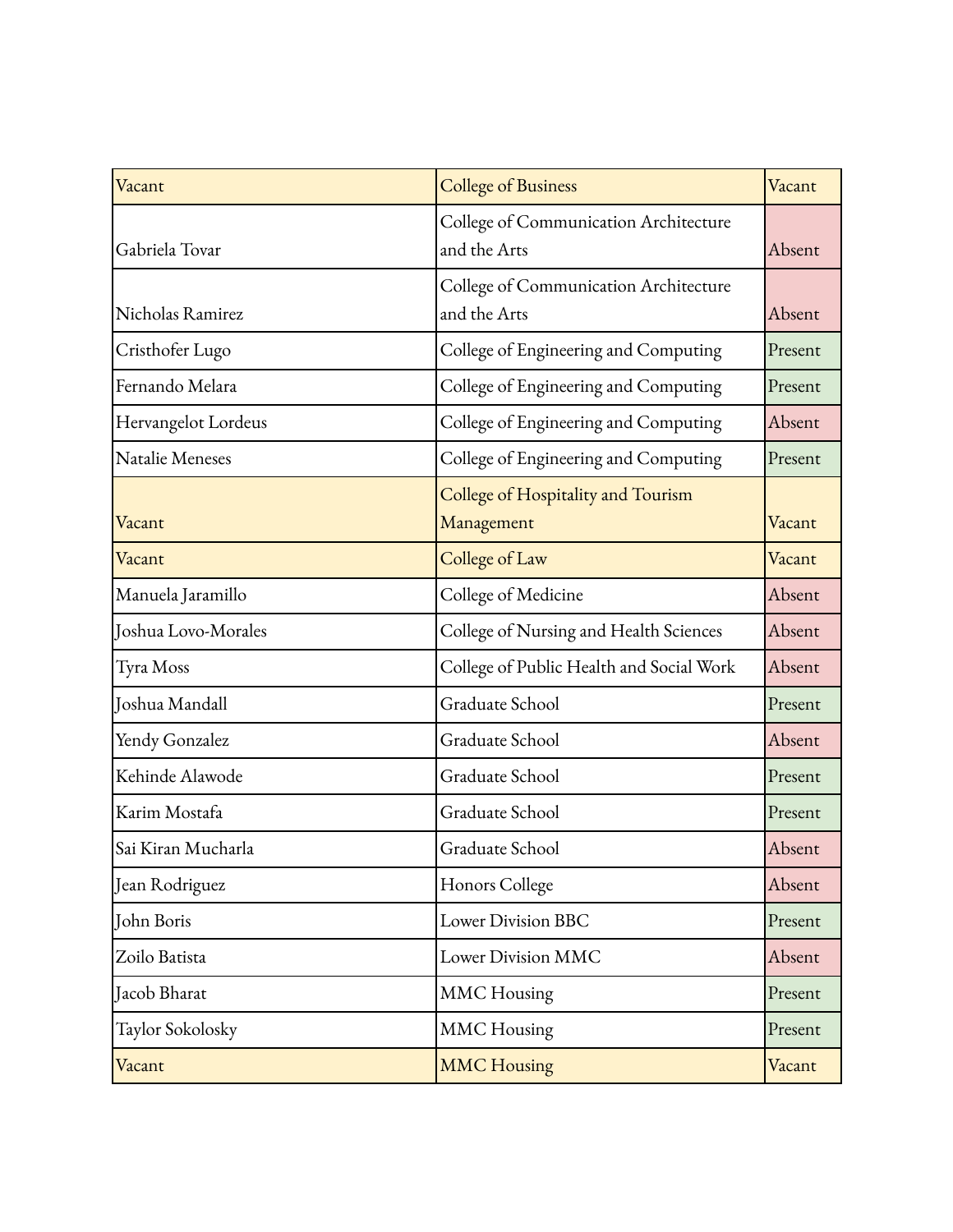| Vacant | College of Business | Vacant |
|---|---|---|
| Gabriela Tovar | College of Communication Architecture and the Arts | Absent |
| Nicholas Ramirez | College of Communication Architecture and the Arts | Absent |
| Cristhofer Lugo | College of Engineering and Computing | Present |
| Fernando Melara | College of Engineering and Computing | Present |
| Hervangelot Lordeus | College of Engineering and Computing | Absent |
| Natalie Meneses | College of Engineering and Computing | Present |
| Vacant | College of Hospitality and Tourism Management | Vacant |
| Vacant | College of Law | Vacant |
| Manuela Jaramillo | College of Medicine | Absent |
| Joshua Lovo-Morales | College of Nursing and Health Sciences | Absent |
| Tyra Moss | College of Public Health and Social Work | Absent |
| Joshua Mandall | Graduate School | Present |
| Yendy Gonzalez | Graduate School | Absent |
| Kehinde Alawode | Graduate School | Present |
| Karim Mostafa | Graduate School | Present |
| Sai Kiran Mucharla | Graduate School | Absent |
| Jean Rodriguez | Honors College | Absent |
| John Boris | Lower Division BBC | Present |
| Zoilo Batista | Lower Division MMC | Absent |
| Jacob Bharat | MMC Housing | Present |
| Taylor Sokolosky | MMC Housing | Present |
| Vacant | MMC Housing | Vacant |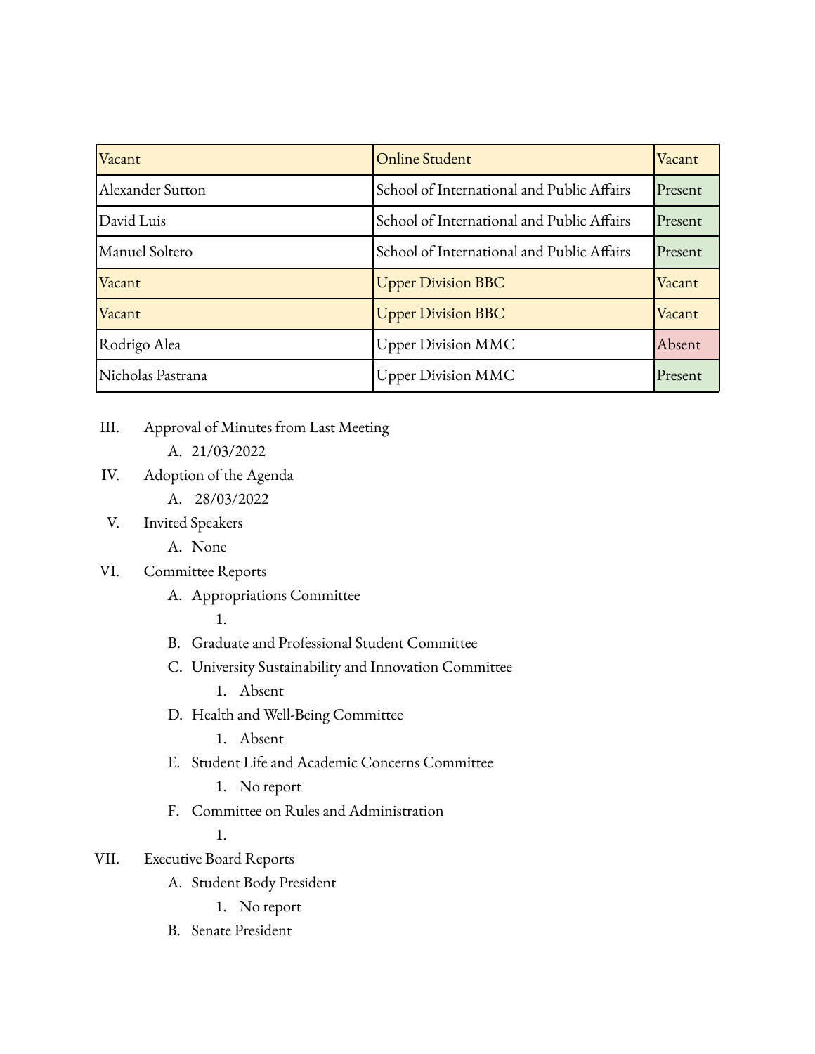| Vacant | Online Student | Vacant |
|---|---|---|
| Alexander Sutton | School of International and Public Affairs | Present |
| David Luis | School of International and Public Affairs | Present |
| Manuel Soltero | School of International and Public Affairs | Present |
| Vacant | Upper Division BBC | Vacant |
| Vacant | Upper Division BBC | Vacant |
| Rodrigo Alea | Upper Division MMC | Absent |
| Nicholas Pastrana | Upper Division MMC | Present |

III. Approval of Minutes from Last Meeting
   A. 21/03/2022

IV. Adoption of the Agenda
   A. 28/03/2022

V. Invited Speakers
   A. None

VI. Committee Reports
   A. Appropriations Committee
      1.
   B. Graduate and Professional Student Committee
   C. University Sustainability and Innovation Committee
      1. Absent
   D. Health and Well-Being Committee
      1. Absent
   E. Student Life and Academic Concerns Committee
      1. No report
   F. Committee on Rules and Administration
      1.

VII. Executive Board Reports
   A. Student Body President
      1. No report
   B. Senate President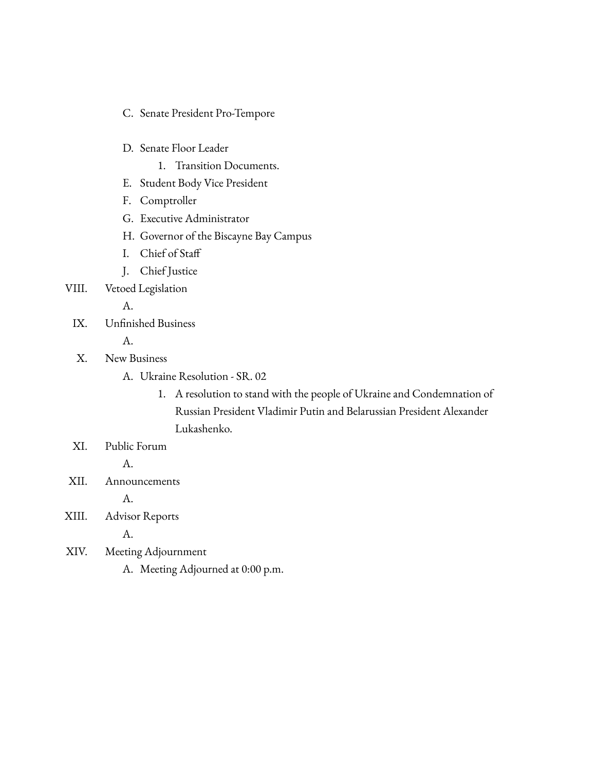C. Senate President Pro-Tempore

D. Senate Floor Leader
   1. Transition Documents.

E. Student Body Vice President

F. Comptroller

G. Executive Administrator

H. Governor of the Biscayne Bay Campus

I. Chief of Staff

J. Chief Justice

VIII. Vetoed Legislation

   A.

IX. Unfinished Business

   A.

X. New Business

   A. Ukraine Resolution - SR. 02
      1. A resolution to stand with the people of Ukraine and Condemnation of Russian President Vladimir Putin and Belarussian President Alexander Lukashenko.

XI. Public Forum

   A.

XII. Announcements

   A.

XIII. Advisor Reports

   A.

XIV. Meeting Adjournment

   A. Meeting Adjourned at 0:00 p.m.